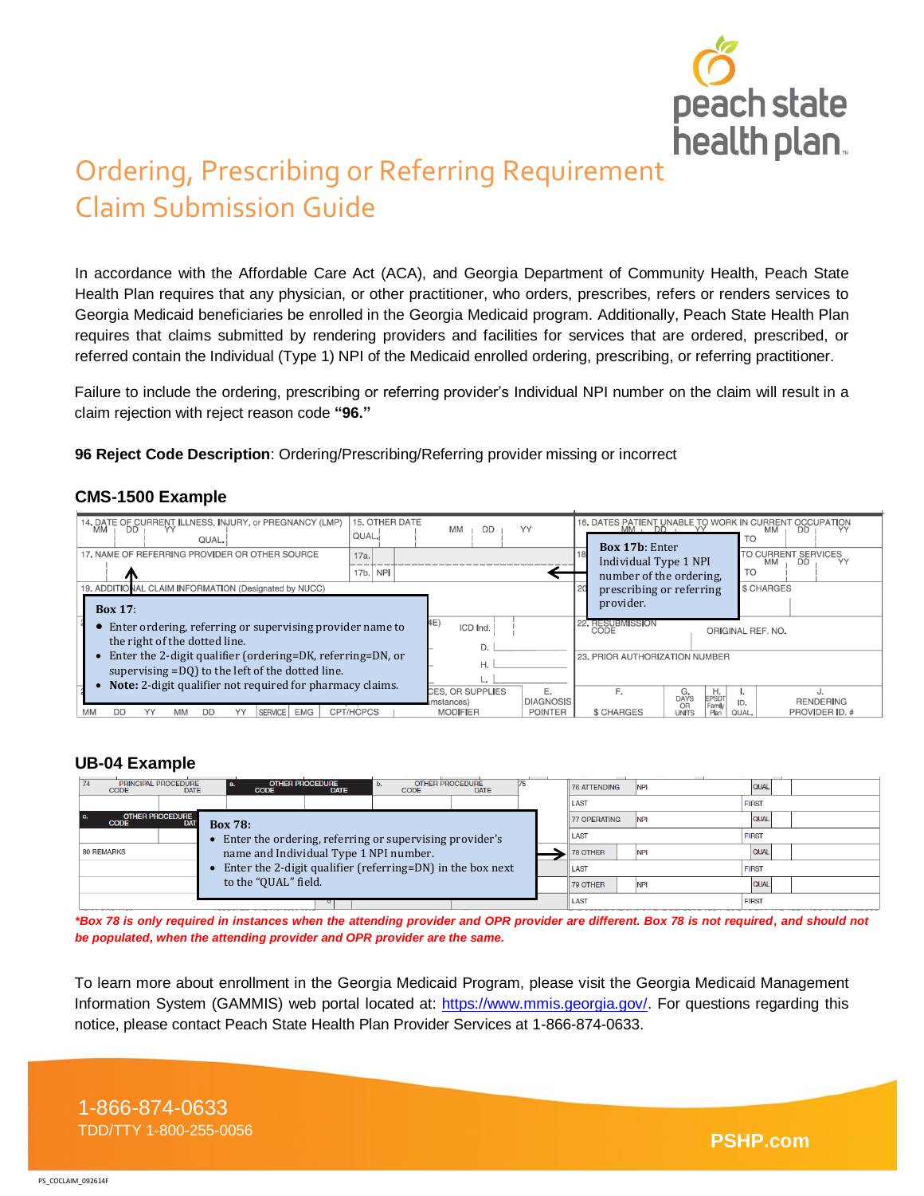# Ordering, Prescribing or Referring Requirement Claim Submission Guide

In accordance with the Affordable Care Act (ACA), and Georgia Department of Community Health, Peach State Health Plan requires that any physician, or other practitioner, who orders, prescribes, refers or renders services to Georgia Medicaid beneficiaries be enrolled in the Georgia Medicaid program. Additionally, Peach State Health Plan requires that claims submitted by rendering providers and facilities for services that are ordered, prescribed, or referred contain the Individual (Type 1) NPI of the Medicaid enrolled ordering, prescribing, or referring practitioner.

Failure to include the ordering, prescribing or referring provider's Individual NPI number on the claim will result in a claim rejection with reject reason code **"96."**

**96 Reject Code Description**: Ordering/Prescribing/Referring provider missing or incorrect

### CMS-1500 Example

**Box 17**:

- Enter ordering, referring or supervising provider name to the right of the dotted line.
- Enter the 2-digit qualifier (ordering=DK, referring=DN, or supervising =DQ) to the left of the dotted line.
- **Note:** 2-digit qualifier not required for pharmacy claims.

**Box 17b**: Enter Individual Type 1 NPI number of the ordering, prescribing or referring provider.

### UB-04 Example

**Box 78:**

- Enter the ordering, referring or supervising provider's name and Individual Type 1 NPI number.
- Enter the 2-digit qualifier (referring=DN) in the box next to the "QUAL" field.

***Box 78 is only required in instances when the attending provider and OPR provider are different. Box 78 is not required, and should not be populated, when the attending provider and OPR provider are the same.***

To learn more about enrollment in the Georgia Medicaid Program, please visit the Georgia Medicaid Management Information System (GAMMIS) web portal located at: https://www.mmis.georgia.gov/. For questions regarding this notice, please contact Peach State Health Plan Provider Services at 1-866-874-0633.

1-866-874-0633
TDD/TTY 1-800-255-0056

PSHP.com

PS_COCLAIM_092614F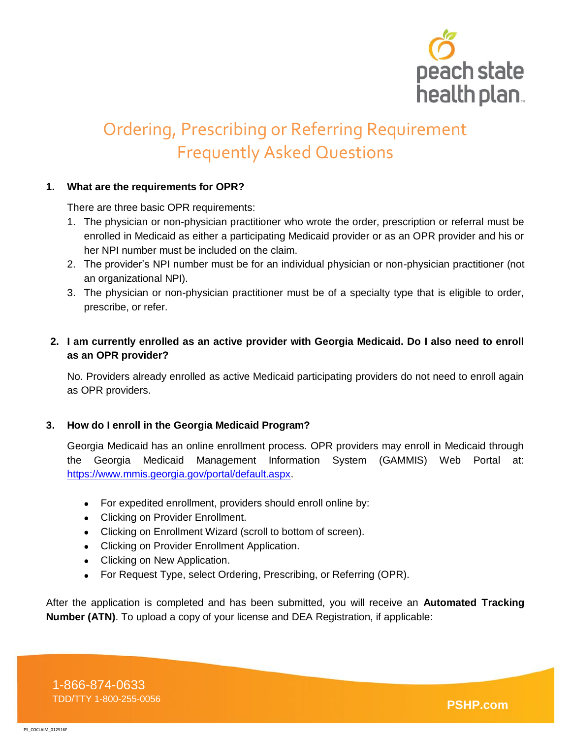# Ordering, Prescribing or Referring Requirement Frequently Asked Questions

1. **What are the requirements for OPR?**

   There are three basic OPR requirements:

   1. The physician or non-physician practitioner who wrote the order, prescription or referral must be enrolled in Medicaid as either a participating Medicaid provider or as an OPR provider and his or her NPI number must be included on the claim.
   2. The provider's NPI number must be for an individual physician or non-physician practitioner (not an organizational NPI).
   3. The physician or non-physician practitioner must be of a specialty type that is eligible to order, prescribe, or refer.

2. **I am currently enrolled as an active provider with Georgia Medicaid. Do I also need to enroll as an OPR provider?**

   No. Providers already enrolled as active Medicaid participating providers do not need to enroll again as OPR providers.

3. **How do I enroll in the Georgia Medicaid Program?**

   Georgia Medicaid has an online enrollment process. OPR providers may enroll in Medicaid through the Georgia Medicaid Management Information System (GAMMIS) Web Portal at: https://www.mmis.georgia.gov/portal/default.aspx.

   - For expedited enrollment, providers should enroll online by:
   - Clicking on Provider Enrollment.
   - Clicking on Enrollment Wizard (scroll to bottom of screen).
   - Clicking on Provider Enrollment Application.
   - Clicking on New Application.
   - For Request Type, select Ordering, Prescribing, or Referring (OPR).

After the application is completed and has been submitted, you will receive an **Automated Tracking Number (ATN)**. To upload a copy of your license and DEA Registration, if applicable: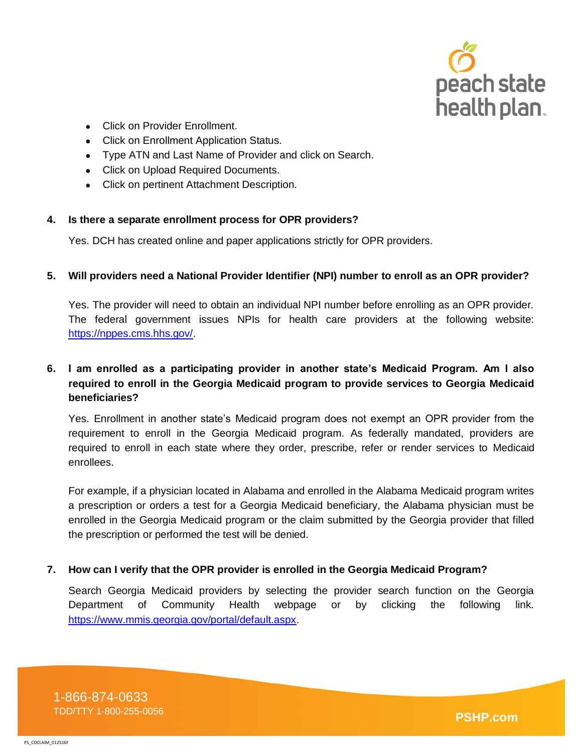- Click on Provider Enrollment.
- Click on Enrollment Application Status.
- Type ATN and Last Name of Provider and click on Search.
- Click on Upload Required Documents.
- Click on pertinent Attachment Description.

**4. Is there a separate enrollment process for OPR providers?**

Yes. DCH has created online and paper applications strictly for OPR providers.

**5. Will providers need a National Provider Identifier (NPI) number to enroll as an OPR provider?**

Yes. The provider will need to obtain an individual NPI number before enrolling as an OPR provider. The federal government issues NPIs for health care providers at the following website: https://nppes.cms.hhs.gov/.

**6. I am enrolled as a participating provider in another state's Medicaid Program. Am I also required to enroll in the Georgia Medicaid program to provide services to Georgia Medicaid beneficiaries?**

Yes. Enrollment in another state's Medicaid program does not exempt an OPR provider from the requirement to enroll in the Georgia Medicaid program. As federally mandated, providers are required to enroll in each state where they order, prescribe, refer or render services to Medicaid enrollees.

For example, if a physician located in Alabama and enrolled in the Alabama Medicaid program writes a prescription or orders a test for a Georgia Medicaid beneficiary, the Alabama physician must be enrolled in the Georgia Medicaid program or the claim submitted by the Georgia provider that filled the prescription or performed the test will be denied.

**7. How can I verify that the OPR provider is enrolled in the Georgia Medicaid Program?**

Search Georgia Medicaid providers by selecting the provider search function on the Georgia Department of Community Health webpage or by clicking the following link. https://www.mmis.georgia.gov/portal/default.aspx.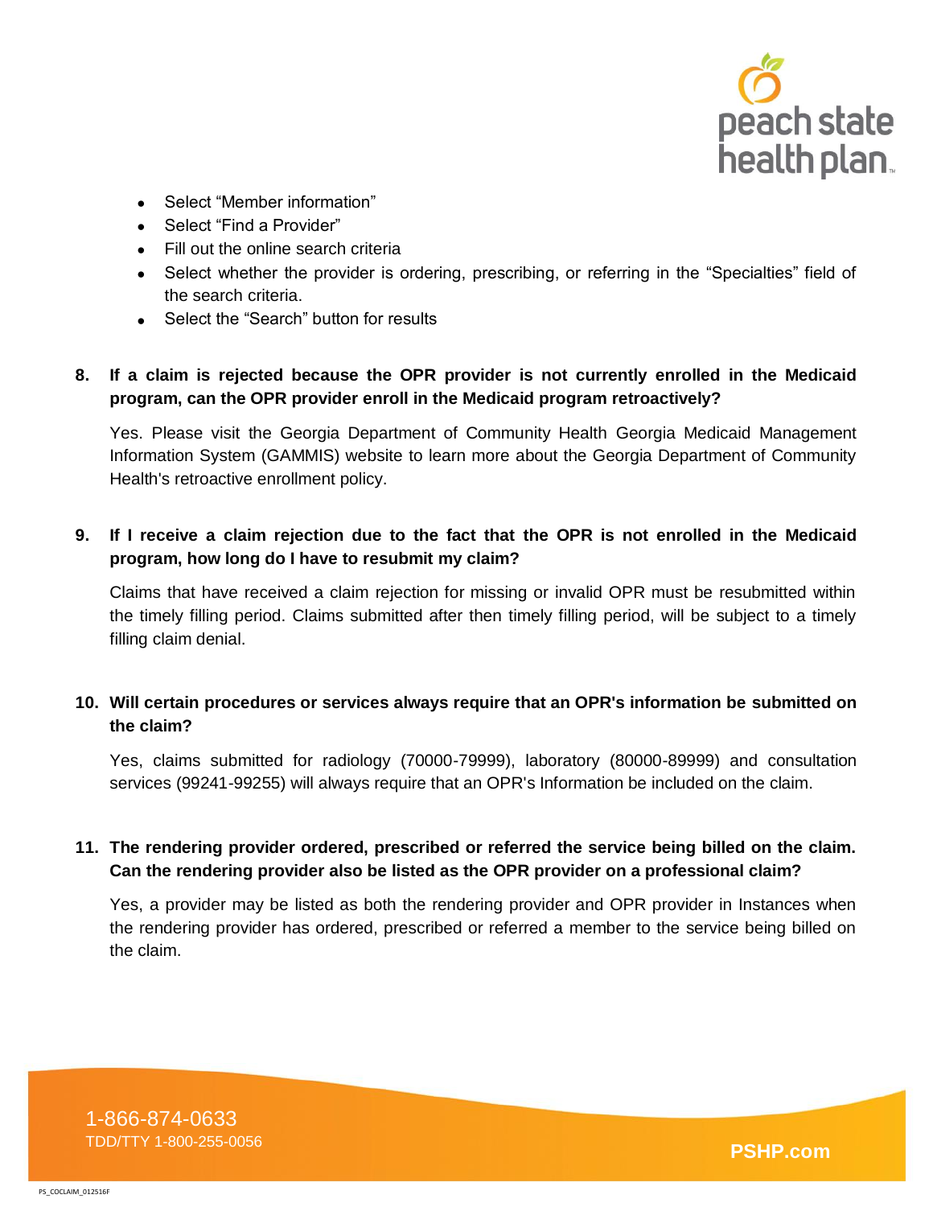- Select “Member information”
- Select “Find a Provider”
- Fill out the online search criteria
- Select whether the provider is ordering, prescribing, or referring in the “Specialties” field of the search criteria.
- Select the “Search” button for results

**8. If a claim is rejected because the OPR provider is not currently enrolled in the Medicaid program, can the OPR provider enroll in the Medicaid program retroactively?**

Yes. Please visit the Georgia Department of Community Health Georgia Medicaid Management Information System (GAMMIS) website to learn more about the Georgia Department of Community Health's retroactive enrollment policy.

**9. If I receive a claim rejection due to the fact that the OPR is not enrolled in the Medicaid program, how long do I have to resubmit my claim?**

Claims that have received a claim rejection for missing or invalid OPR must be resubmitted within the timely filling period. Claims submitted after then timely filling period, will be subject to a timely filling claim denial.

**10. Will certain procedures or services always require that an OPR's information be submitted on the claim?**

Yes, claims submitted for radiology (70000-79999), laboratory (80000-89999) and consultation services (99241-99255) will always require that an OPR's Information be included on the claim.

**11. The rendering provider ordered, prescribed or referred the service being billed on the claim. Can the rendering provider also be listed as the OPR provider on a professional claim?**

Yes, a provider may be listed as both the rendering provider and OPR provider in Instances when the rendering provider has ordered, prescribed or referred a member to the service being billed on the claim.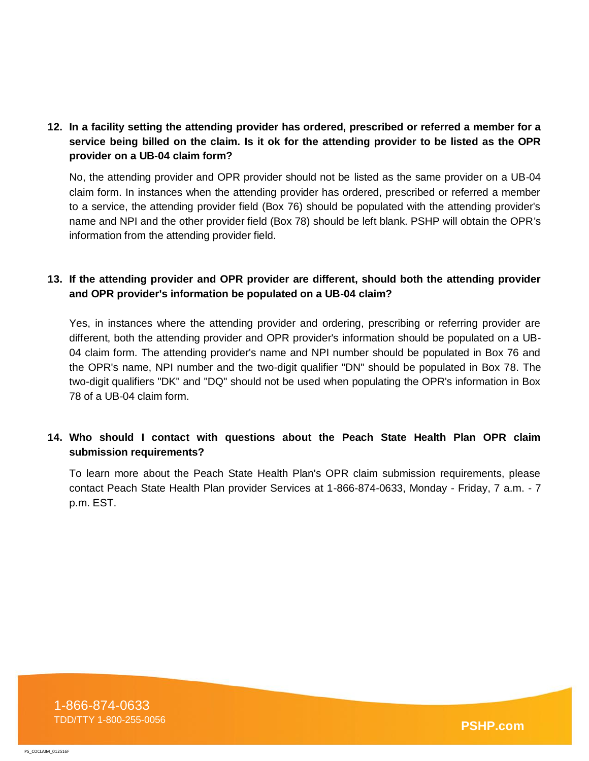**12. In a facility setting the attending provider has ordered, prescribed or referred a member for a service being billed on the claim. Is it ok for the attending provider to be listed as the OPR provider on a UB-04 claim form?**

No, the attending provider and OPR provider should not be listed as the same provider on a UB-04 claim form. In instances when the attending provider has ordered, prescribed or referred a member to a service, the attending provider field (Box 76) should be populated with the attending provider's name and NPI and the other provider field (Box 78) should be left blank. PSHP will obtain the OPR's information from the attending provider field.

**13. If the attending provider and OPR provider are different, should both the attending provider and OPR provider's information be populated on a UB-04 claim?**

Yes, in instances where the attending provider and ordering, prescribing or referring provider are different, both the attending provider and OPR provider's information should be populated on a UB-04 claim form. The attending provider's name and NPI number should be populated in Box 76 and the OPR's name, NPI number and the two-digit qualifier "DN" should be populated in Box 78. The two-digit qualifiers "DK" and "DQ" should not be used when populating the OPR's information in Box 78 of a UB-04 claim form.

**14. Who should I contact with questions about the Peach State Health Plan OPR claim submission requirements?**

To learn more about the Peach State Health Plan's OPR claim submission requirements, please contact Peach State Health Plan provider Services at 1-866-874-0633, Monday - Friday, 7 a.m. - 7 p.m. EST.

1-866-874-0633
TDD/TTY 1-800-255-0056

PSHP.com

PS_COCLAIM_012516F